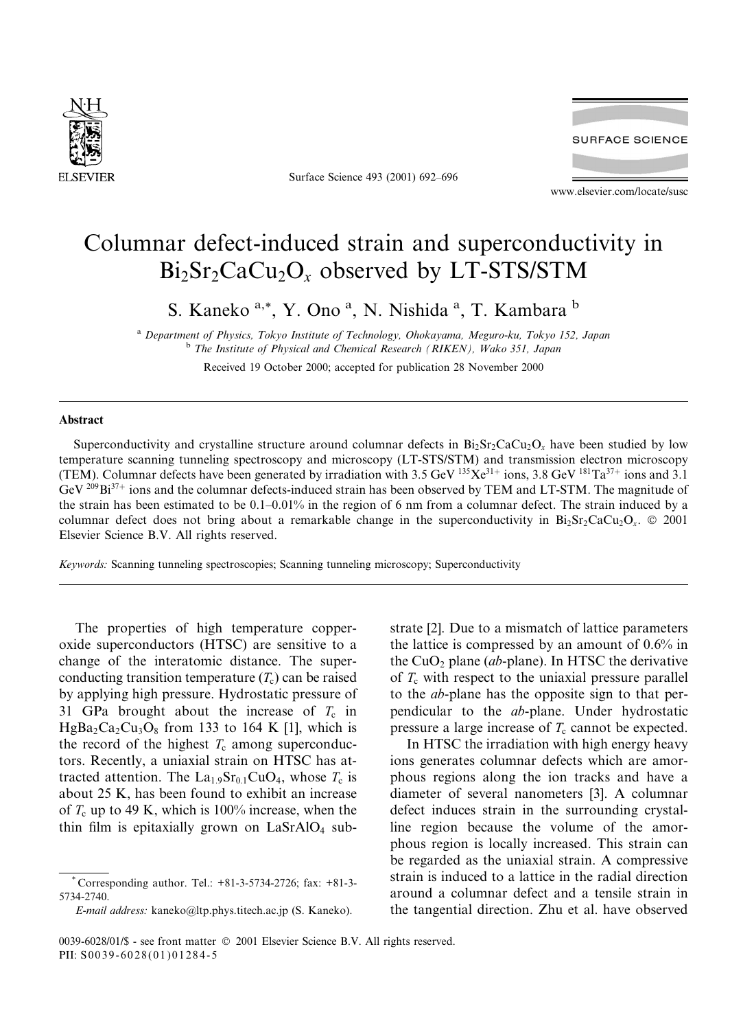# Columnar defect-induced strain and superconductivity in $Bi_2Sr_2CaCu_2O_x$ observed by LT-STS/STM

S. Kaneko [a,*], Y. Ono [a], N. Nishida [a], T. Kambara [b]

[a] Department of Physics, Tokyo Institute of Technology, Ohokayama, Meguro-ku, Tokyo 152, Japan

[b] The Institute of Physical and Chemical Research (RIKEN), Wako 351, Japan

Received 19 October 2000; accepted for publication 28 November 2000

## Abstract

Superconductivity and crystalline structure around columnar defects in $Bi_2Sr_2CaCu_2O_x$ have been studied by low temperature scanning tunneling spectroscopy and microscopy (LT-STS/STM) and transmission electron microscopy (TEM). Columnar defects have been generated by irradiation with 3.5 GeV $^{135}Xe^{31+}$ ions, 3.8 GeV $^{181}Ta^{37+}$ ions and 3.1 GeV $^{209}Bi^{37+}$ ions and the columnar defects-induced strain has been observed by TEM and LT-STM. The magnitude of the strain has been estimated to be 0.1–0.01% in the region of 6 nm from a columnar defect. The strain induced by a columnar defect does not bring about a remarkable change in the superconductivity in $Bi_2Sr_2CaCu_2O_x$. © 2001 Elsevier Science B.V. All rights reserved.

*Keywords:* Scanning tunneling spectroscopies; Scanning tunneling microscopy; Superconductivity

The properties of high temperature copper-oxide superconductors (HTSC) are sensitive to a change of the interatomic distance. The superconducting transition temperature ($T_c$) can be raised by applying high pressure. Hydrostatic pressure of 31 GPa brought about the increase of $T_c$ in $HgBa_2Ca_2Cu_3O_8$ from 133 to 164 K [1], which is the record of the highest $T_c$ among superconductors. Recently, a uniaxial strain on HTSC has attracted attention. The $La_{1.9}Sr_{0.1}CuO_4$, whose $T_c$ is about 25 K, has been found to exhibit an increase of $T_c$ up to 49 K, which is 100% increase, when the thin film is epitaxially grown on $LaSrAlO_4$ substrate [2]. Due to a mismatch of lattice parameters the lattice is compressed by an amount of 0.6% in the $CuO_2$ plane (*ab*-plane). In HTSC the derivative of $T_c$ with respect to the uniaxial pressure parallel to the *ab*-plane has the opposite sign to that perpendicular to the *ab*-plane. Under hydrostatic pressure a large increase of $T_c$ cannot be expected.

In HTSC the irradiation with high energy heavy ions generates columnar defects which are amorphous regions along the ion tracks and have a diameter of several nanometers [3]. A columnar defect induces strain in the surrounding crystalline region because the volume of the amorphous region is locally increased. This strain can be regarded as the uniaxial strain. A compressive strain is induced to a lattice in the radial direction around a columnar defect and a tensile strain in the tangential direction. Zhu et al. have observed

* Corresponding author. Tel.: +81-3-5734-2726; fax: +81-3-5734-2740.
*E-mail address:* kaneko@ltp.phys.titech.ac.jp (S. Kaneko).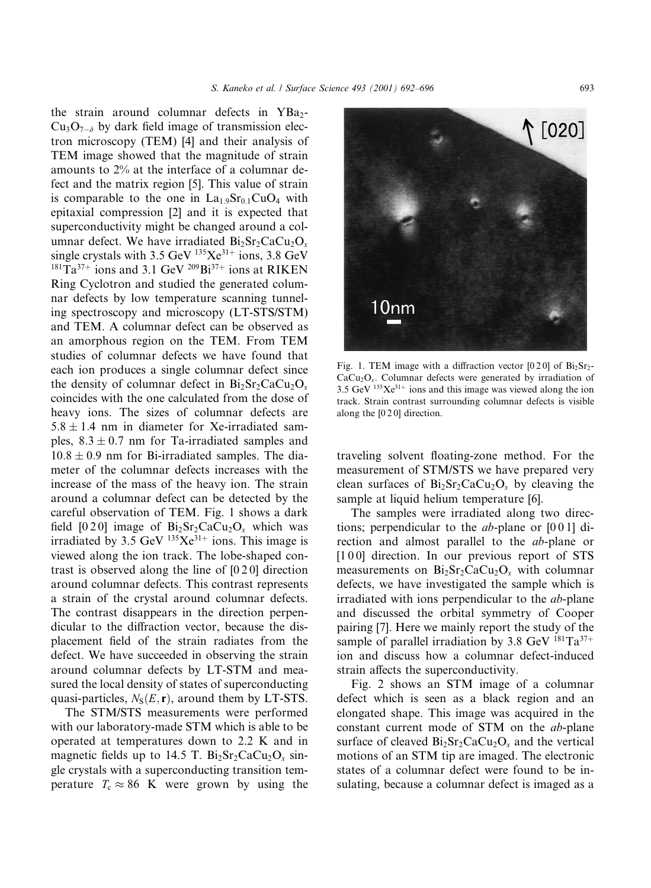the strain around columnar defects in $YBa_2Cu_3O_{7-\delta}$ by dark field image of transmission electron microscopy (TEM) [4] and their analysis of TEM image showed that the magnitude of strain amounts to 2% at the interface of a columnar defect and the matrix region [5]. This value of strain is comparable to the one in $La_{1.9}Sr_{0.1}CuO_4$ with epitaxial compression [2] and it is expected that superconductivity might be changed around a columnar defect. We have irradiated $Bi_2Sr_2CaCu_2O_x$ single crystals with 3.5 GeV $^{135}Xe^{31+}$ ions, 3.8 GeV $^{181}Ta^{37+}$ ions and 3.1 GeV $^{209}Bi^{37+}$ ions at RIKEN Ring Cyclotron and studied the generated columnar defects by low temperature scanning tunneling spectroscopy and microscopy (LT-STS/STM) and TEM. A columnar defect can be observed as an amorphous region on the TEM. From TEM studies of columnar defects we have found that each ion produces a single columnar defect since the density of columnar defect in $Bi_2Sr_2CaCu_2O_x$ coincides with the one calculated from the dose of heavy ions. The sizes of columnar defects are $5.8 \pm 1.4$ nm in diameter for Xe-irradiated samples, $8.3 \pm 0.7$ nm for Ta-irradiated samples and $10.8 \pm 0.9$ nm for Bi-irradiated samples. The diameter of the columnar defects increases with the increase of the mass of the heavy ion. The strain around a columnar defect can be detected by the careful observation of TEM. Fig. 1 shows a dark field [0 2 0] image of $Bi_2Sr_2CaCu_2O_x$ which was irradiated by 3.5 GeV $^{135}Xe^{31+}$ ions. This image is viewed along the ion track. The lobe-shaped contrast is observed along the line of [0 2 0] direction around columnar defects. This contrast represents a strain of the crystal around columnar defects. The contrast disappears in the direction perpendicular to the diffraction vector, because the displacement field of the strain radiates from the defect. We have succeeded in observing the strain around columnar defects by LT-STM and measured the local density of states of superconducting quasi-particles, $N_S(E, \mathbf{r})$, around them by LT-STS.

The STM/STS measurements were performed with our laboratory-made STM which is able to be operated at temperatures down to 2.2 K and in magnetic fields up to 14.5 T. $Bi_2Sr_2CaCu_2O_x$ single crystals with a superconducting transition temperature $T_c \approx 86$ K were grown by using the traveling solvent floating-zone method. For the measurement of STM/STS we have prepared very clean surfaces of $Bi_2Sr_2CaCu_2O_x$ by cleaving the sample at liquid helium temperature [6].

Fig. 1. TEM image with a diffraction vector [0 2 0] of $Bi_2Sr_2CaCu_2O_x$. Columnar defects were generated by irradiation of 3.5 GeV $^{135}Xe^{31+}$ ions and this image was viewed along the ion track. Strain contrast surrounding columnar defects is visible along the [0 2 0] direction.

The samples were irradiated along two directions; perpendicular to the *ab*-plane or [0 0 1] direction and almost parallel to the *ab*-plane or [1 0 0] direction. In our previous report of STS measurements on $Bi_2Sr_2CaCu_2O_x$ with columnar defects, we have investigated the sample which is irradiated with ions perpendicular to the *ab*-plane and discussed the orbital symmetry of Cooper pairing [7]. Here we mainly report the study of the sample of parallel irradiation by 3.8 GeV $^{181}Ta^{37+}$ ion and discuss how a columnar defect-induced strain affects the superconductivity.

Fig. 2 shows an STM image of a columnar defect which is seen as a black region and an elongated shape. This image was acquired in the constant current mode of STM on the *ab*-plane surface of cleaved $Bi_2Sr_2CaCu_2O_x$ and the vertical motions of an STM tip are imaged. The electronic states of a columnar defect were found to be insulating, because a columnar defect is imaged as a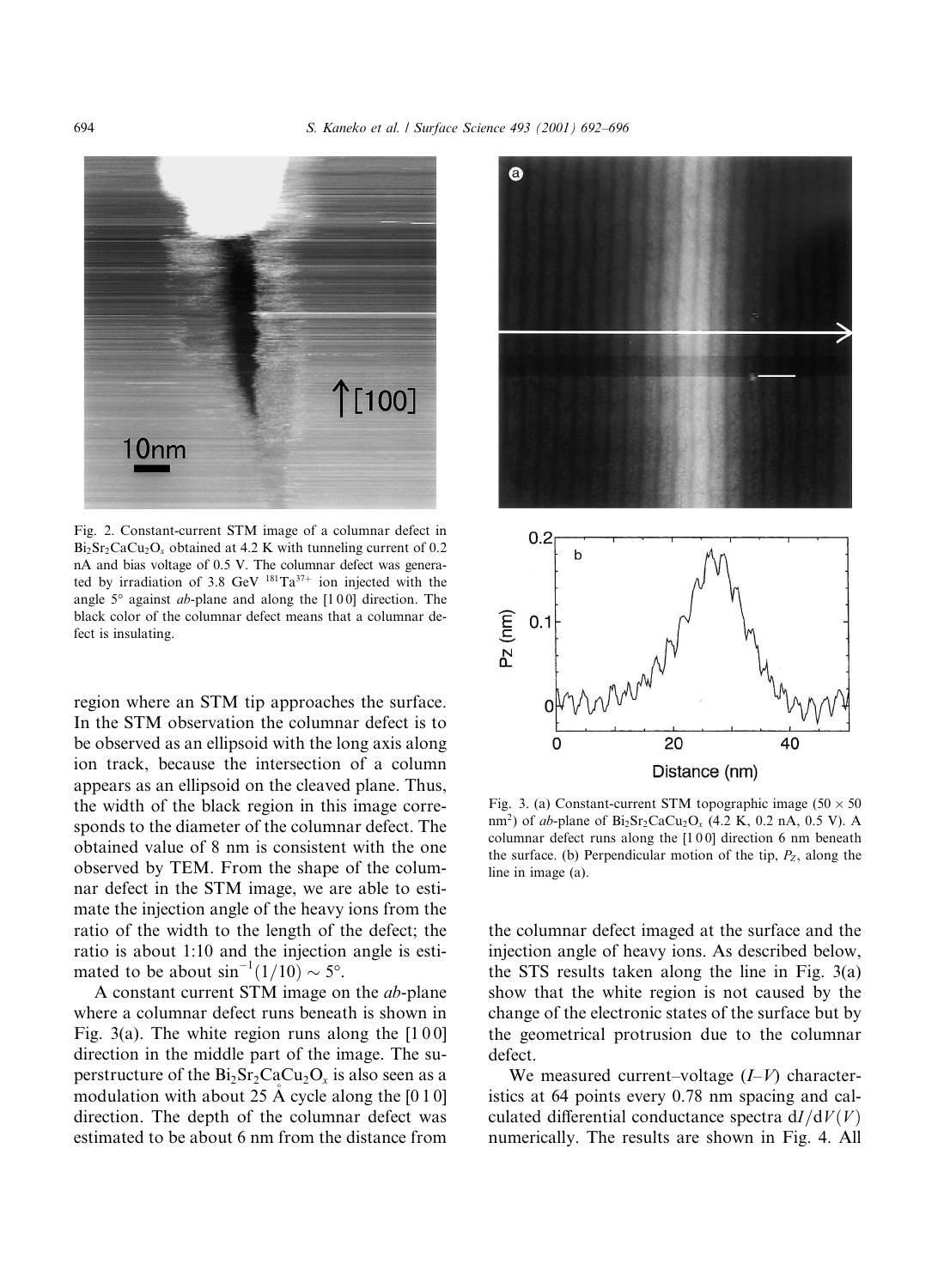Fig. 2. Constant-current STM image of a columnar defect in $Bi_2Sr_2CaCu_2O_x$ obtained at 4.2 K with tunneling current of 0.2 nA and bias voltage of 0.5 V. The columnar defect was generated by irradiation of 3.8 GeV $^{181}Ta^{37+}$ ion injected with the angle 5° against *ab*-plane and along the [1 0 0] direction. The black color of the columnar defect means that a columnar defect is insulating.

Fig. 3. (a) Constant-current STM topographic image (50 × 50 nm$^2$) of *ab*-plane of $Bi_2Sr_2CaCu_2O_x$ (4.2 K, 0.2 nA, 0.5 V). A columnar defect runs along the [1 0 0] direction 6 nm beneath the surface. (b) Perpendicular motion of the tip, $P_Z$, along the line in image (a).

region where an STM tip approaches the surface. In the STM observation the columnar defect is to be observed as an ellipsoid with the long axis along ion track, because the intersection of a column appears as an ellipsoid on the cleaved plane. Thus, the width of the black region in this image corresponds to the diameter of the columnar defect. The obtained value of 8 nm is consistent with the one observed by TEM. From the shape of the columnar defect in the STM image, we are able to estimate the injection angle of the heavy ions from the ratio of the width to the length of the defect; the ratio is about 1:10 and the injection angle is estimated to be about $\sin^{-1}(1/10) \sim 5°$.

A constant current STM image on the *ab*-plane where a columnar defect runs beneath is shown in Fig. 3(a). The white region runs along the [1 0 0] direction in the middle part of the image. The superstructure of the $Bi_2Sr_2CaCu_2O_x$ is also seen as a modulation with about 25 Å cycle along the [0 1 0] direction. The depth of the columnar defect was estimated to be about 6 nm from the distance from the columnar defect imaged at the surface and the injection angle of heavy ions. As described below, the STS results taken along the line in Fig. 3(a) show that the white region is not caused by the change of the electronic states of the surface but by the geometrical protrusion due to the columnar defect.

We measured current–voltage ($I$–$V$) characteristics at 64 points every 0.78 nm spacing and calculated differential conductance spectra $\mathrm{d}I/\mathrm{d}V(V)$ numerically. The results are shown in Fig. 4. All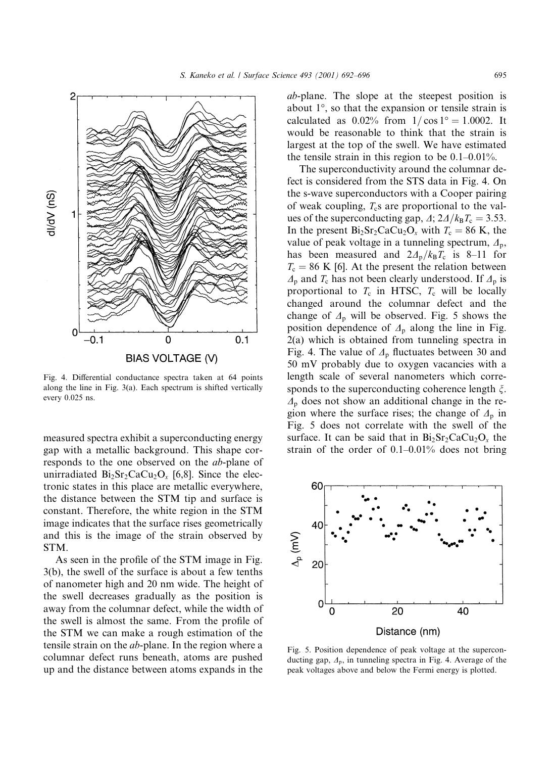Fig. 4. Differential conductance spectra taken at 64 points along the line in Fig. 3(a). Each spectrum is shifted vertically every 0.025 ns.

measured spectra exhibit a superconducting energy gap with a metallic background. This shape corresponds to the one observed on the *ab*-plane of unirradiated $Bi_2Sr_2CaCu_2O_x$ [6,8]. Since the electronic states in this place are metallic everywhere, the distance between the STM tip and surface is constant. Therefore, the white region in the STM image indicates that the surface rises geometrically and this is the image of the strain observed by STM.

As seen in the profile of the STM image in Fig. 3(b), the swell of the surface is about a few tenths of nanometer high and 20 nm wide. The height of the swell decreases gradually as the position is away from the columnar defect, while the width of the swell is almost the same. From the profile of the STM we can make a rough estimation of the tensile strain on the *ab*-plane. In the region where a columnar defect runs beneath, atoms are pushed up and the distance between atoms expands in the *ab*-plane. The slope at the steepest position is about 1°, so that the expansion or tensile strain is calculated as 0.02% from $1/\cos 1° = 1.0002$. It would be reasonable to think that the strain is largest at the top of the swell. We have estimated the tensile strain in this region to be 0.1–0.01%.

The superconductivity around the columnar defect is considered from the STS data in Fig. 4. On the s-wave superconductors with a Cooper pairing of weak coupling, $T_c$s are proportional to the values of the superconducting gap, $\Delta$; $2\Delta/k_BT_c = 3.53$. In the present $Bi_2Sr_2CaCu_2O_x$ with $T_c = 86$ K, the value of peak voltage in a tunneling spectrum, $\Delta_p$, has been measured and $2\Delta_p/k_BT_c$ is 8–11 for $T_c = 86$ K [6]. At the present the relation between $\Delta_p$ and $T_c$ has not been clearly understood. If $\Delta_p$ is proportional to $T_c$ in HTSC, $T_c$ will be locally changed around the columnar defect and the change of $\Delta_p$ will be observed. Fig. 5 shows the position dependence of $\Delta_p$ along the line in Fig. 2(a) which is obtained from tunneling spectra in Fig. 4. The value of $\Delta_p$ fluctuates between 30 and 50 mV probably due to oxygen vacancies with a length scale of several nanometers which corresponds to the superconducting coherence length $\xi$. $\Delta_p$ does not show an additional change in the region where the surface rises; the change of $\Delta_p$ in Fig. 5 does not correlate with the swell of the surface. It can be said that in $Bi_2Sr_2CaCu_2O_x$ the strain of the order of 0.1–0.01% does not bring

Fig. 5. Position dependence of peak voltage at the superconducting gap, $\Delta_p$, in tunneling spectra in Fig. 4. Average of the peak voltages above and below the Fermi energy is plotted.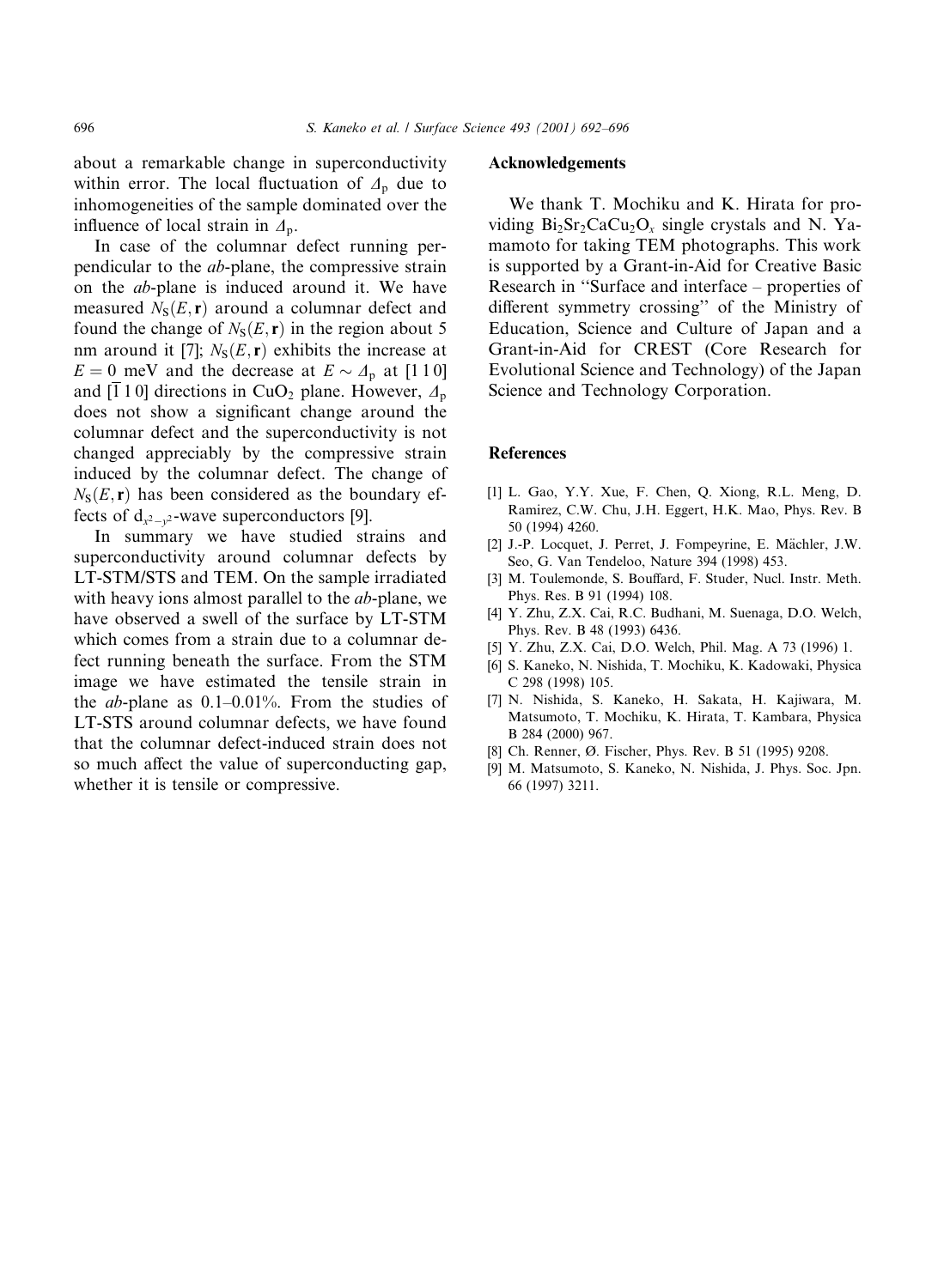about a remarkable change in superconductivity within error. The local fluctuation of $\Delta_p$ due to inhomogeneities of the sample dominated over the influence of local strain in $\Delta_p$.

In case of the columnar defect running perpendicular to the *ab*-plane, the compressive strain on the *ab*-plane is induced around it. We have measured $N_S(E, \mathbf{r})$ around a columnar defect and found the change of $N_S(E, \mathbf{r})$ in the region about 5 nm around it [7]; $N_S(E, \mathbf{r})$ exhibits the increase at $E = 0$ meV and the decrease at $E \sim \Delta_p$ at [1 1 0] and $[\bar{1}\,1\,0]$ directions in $CuO_2$ plane. However, $\Delta_p$ does not show a significant change around the columnar defect and the superconductivity is not changed appreciably by the compressive strain induced by the columnar defect. The change of $N_S(E, \mathbf{r})$ has been considered as the boundary effects of $d_{x^2-y^2}$-wave superconductors [9].

In summary we have studied strains and superconductivity around columnar defects by LT-STM/STS and TEM. On the sample irradiated with heavy ions almost parallel to the *ab*-plane, we have observed a swell of the surface by LT-STM which comes from a strain due to a columnar defect running beneath the surface. From the STM image we have estimated the tensile strain in the *ab*-plane as 0.1–0.01%. From the studies of LT-STS around columnar defects, we have found that the columnar defect-induced strain does not so much affect the value of superconducting gap, whether it is tensile or compressive.

## Acknowledgements

We thank T. Mochiku and K. Hirata for providing $Bi_2Sr_2CaCu_2O_x$ single crystals and N. Yamamoto for taking TEM photographs. This work is supported by a Grant-in-Aid for Creative Basic Research in "Surface and interface – properties of different symmetry crossing" of the Ministry of Education, Science and Culture of Japan and a Grant-in-Aid for CREST (Core Research for Evolutional Science and Technology) of the Japan Science and Technology Corporation.

## References

[1] L. Gao, Y.Y. Xue, F. Chen, Q. Xiong, R.L. Meng, D. Ramirez, C.W. Chu, J.H. Eggert, H.K. Mao, Phys. Rev. B 50 (1994) 4260.

[2] J.-P. Locquet, J. Perret, J. Fompeyrine, E. Mächler, J.W. Seo, G. Van Tendeloo, Nature 394 (1998) 453.

[3] M. Toulemonde, S. Bouffard, F. Studer, Nucl. Instr. Meth. Phys. Res. B 91 (1994) 108.

[4] Y. Zhu, Z.X. Cai, R.C. Budhani, M. Suenaga, D.O. Welch, Phys. Rev. B 48 (1993) 6436.

[5] Y. Zhu, Z.X. Cai, D.O. Welch, Phil. Mag. A 73 (1996) 1.

[6] S. Kaneko, N. Nishida, T. Mochiku, K. Kadowaki, Physica C 298 (1998) 105.

[7] N. Nishida, S. Kaneko, H. Sakata, H. Kajiwara, M. Matsumoto, T. Mochiku, K. Hirata, T. Kambara, Physica B 284 (2000) 967.

[8] Ch. Renner, Ø. Fischer, Phys. Rev. B 51 (1995) 9208.

[9] M. Matsumoto, S. Kaneko, N. Nishida, J. Phys. Soc. Jpn. 66 (1997) 3211.